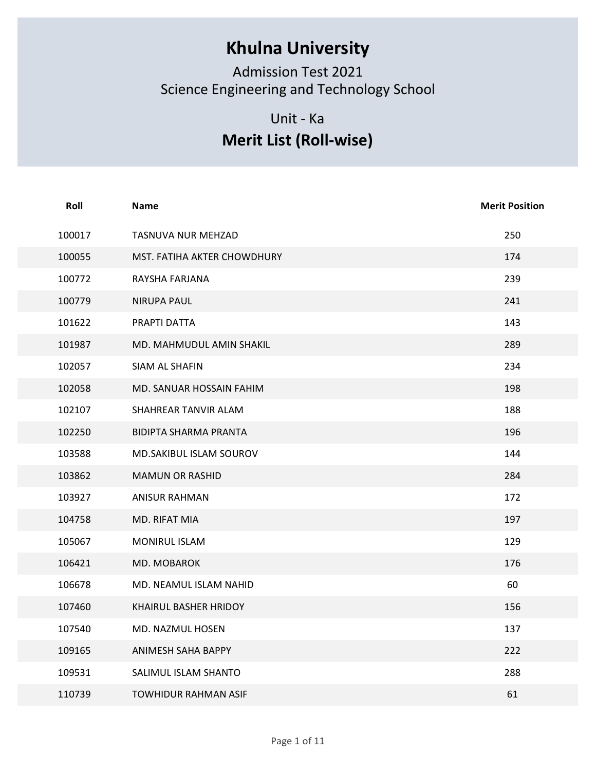# Khulna University

Admission Test 2021

Science Engineering and Technology School

Unit - Ka

## Merit List (Roll-wise)

| Roll | Name | Merit Position |
|---|---|---|
| 100017 | TASNUVA NUR MEHZAD | 250 |
| 100055 | MST. FATIHA AKTER CHOWDHURY | 174 |
| 100772 | RAYSHA FARJANA | 239 |
| 100779 | NIRUPA PAUL | 241 |
| 101622 | PRAPTI DATTA | 143 |
| 101987 | MD. MAHMUDUL AMIN SHAKIL | 289 |
| 102057 | SIAM AL SHAFIN | 234 |
| 102058 | MD. SANUAR HOSSAIN FAHIM | 198 |
| 102107 | SHAHREAR TANVIR ALAM | 188 |
| 102250 | BIDIPTA SHARMA PRANTA | 196 |
| 103588 | MD.SAKIBUL ISLAM SOUROV | 144 |
| 103862 | MAMUN OR RASHID | 284 |
| 103927 | ANISUR RAHMAN | 172 |
| 104758 | MD. RIFAT MIA | 197 |
| 105067 | MONIRUL ISLAM | 129 |
| 106421 | MD. MOBAROK | 176 |
| 106678 | MD. NEAMUL ISLAM NAHID | 60 |
| 107460 | KHAIRUL BASHER HRIDOY | 156 |
| 107540 | MD. NAZMUL HOSEN | 137 |
| 109165 | ANIMESH SAHA BAPPY | 222 |
| 109531 | SALIMUL ISLAM SHANTO | 288 |
| 110739 | TOWHIDUR RAHMAN ASIF | 61 |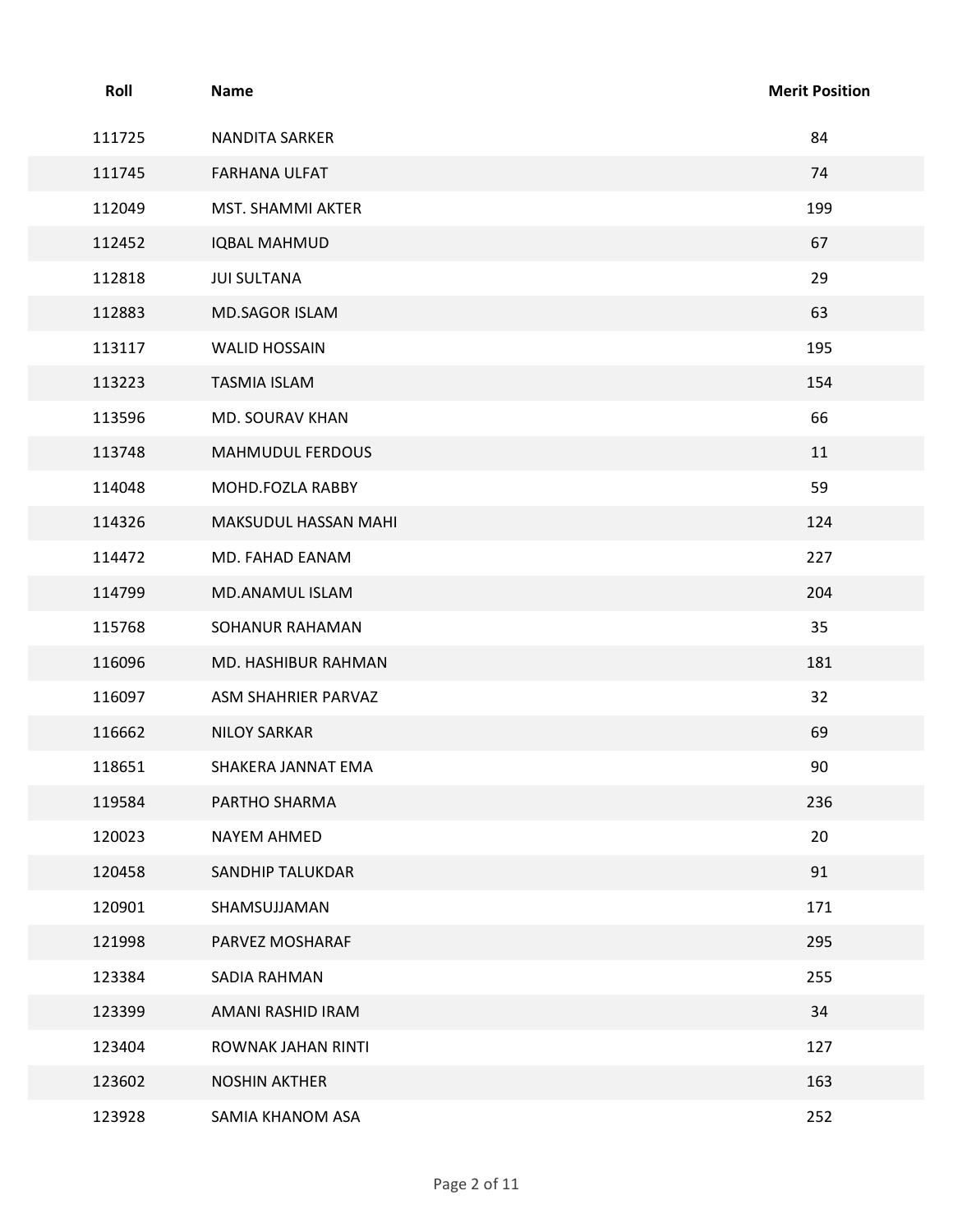| Roll | Name | Merit Position |
|---|---|---|
| 111725 | NANDITA SARKER | 84 |
| 111745 | FARHANA ULFAT | 74 |
| 112049 | MST. SHAMMI AKTER | 199 |
| 112452 | IQBAL MAHMUD | 67 |
| 112818 | JUI SULTANA | 29 |
| 112883 | MD.SAGOR ISLAM | 63 |
| 113117 | WALID HOSSAIN | 195 |
| 113223 | TASMIA ISLAM | 154 |
| 113596 | MD. SOURAV KHAN | 66 |
| 113748 | MAHMUDUL FERDOUS | 11 |
| 114048 | MOHD.FOZLA RABBY | 59 |
| 114326 | MAKSUDUL HASSAN MAHI | 124 |
| 114472 | MD. FAHAD EANAM | 227 |
| 114799 | MD.ANAMUL ISLAM | 204 |
| 115768 | SOHANUR RAHAMAN | 35 |
| 116096 | MD. HASHIBUR RAHMAN | 181 |
| 116097 | ASM SHAHRIER PARVAZ | 32 |
| 116662 | NILOY SARKAR | 69 |
| 118651 | SHAKERA JANNAT EMA | 90 |
| 119584 | PARTHO SHARMA | 236 |
| 120023 | NAYEM AHMED | 20 |
| 120458 | SANDHIP TALUKDAR | 91 |
| 120901 | SHAMSUJJAMAN | 171 |
| 121998 | PARVEZ MOSHARAF | 295 |
| 123384 | SADIA RAHMAN | 255 |
| 123399 | AMANI RASHID IRAM | 34 |
| 123404 | ROWNAK JAHAN RINTI | 127 |
| 123602 | NOSHIN AKTHER | 163 |
| 123928 | SAMIA KHANOM ASA | 252 |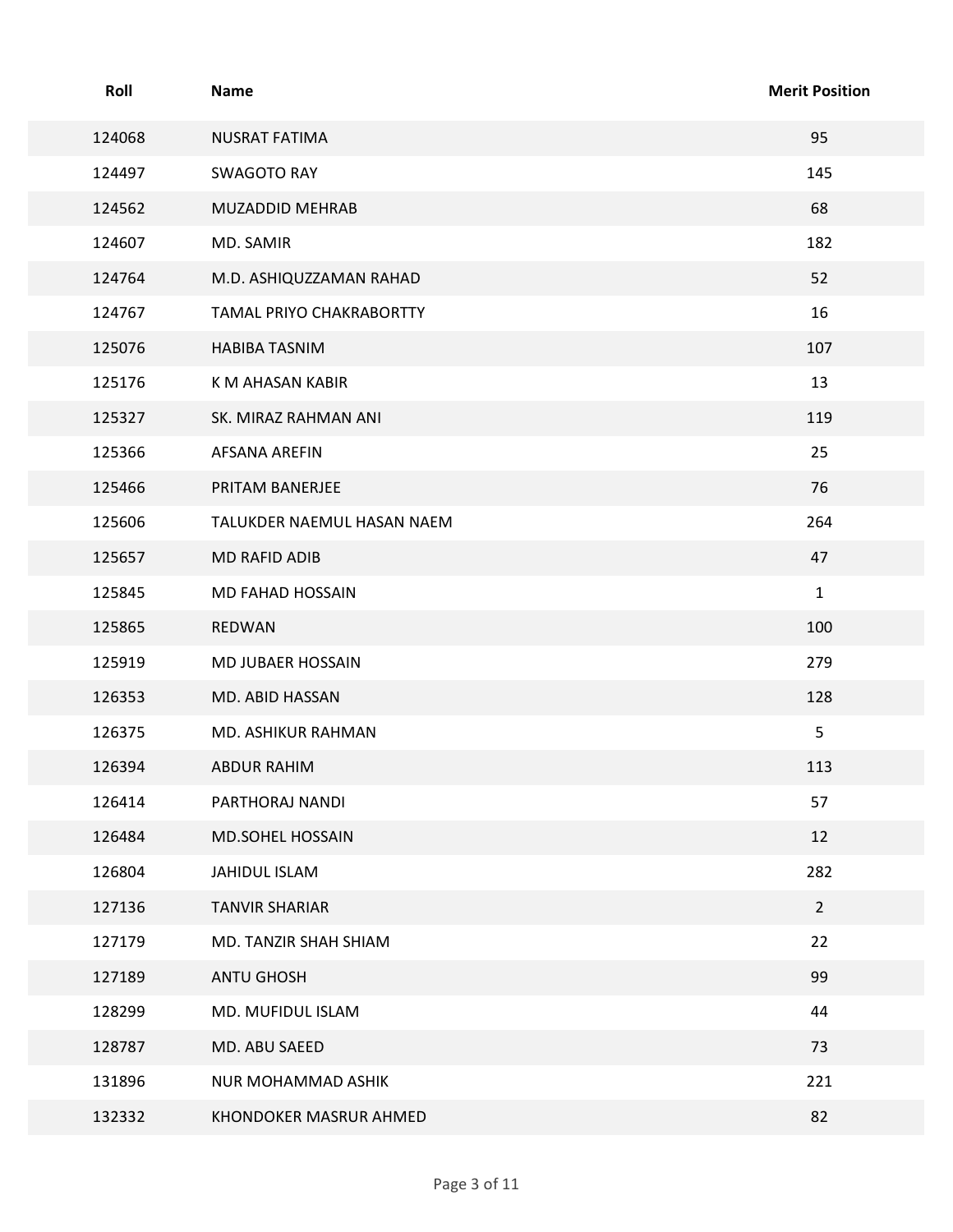| Roll | Name | Merit Position |
|---|---|---|
| 124068 | NUSRAT FATIMA | 95 |
| 124497 | SWAGOTO RAY | 145 |
| 124562 | MUZADDID MEHRAB | 68 |
| 124607 | MD. SAMIR | 182 |
| 124764 | M.D. ASHIQUZZAMAN RAHAD | 52 |
| 124767 | TAMAL PRIYO CHAKRABORTTY | 16 |
| 125076 | HABIBA TASNIM | 107 |
| 125176 | K M AHASAN KABIR | 13 |
| 125327 | SK. MIRAZ RAHMAN ANI | 119 |
| 125366 | AFSANA AREFIN | 25 |
| 125466 | PRITAM BANERJEE | 76 |
| 125606 | TALUKDER NAEMUL HASAN NAEM | 264 |
| 125657 | MD RAFID ADIB | 47 |
| 125845 | MD FAHAD HOSSAIN | 1 |
| 125865 | REDWAN | 100 |
| 125919 | MD JUBAER HOSSAIN | 279 |
| 126353 | MD. ABID HASSAN | 128 |
| 126375 | MD. ASHIKUR RAHMAN | 5 |
| 126394 | ABDUR RAHIM | 113 |
| 126414 | PARTHORAJ NANDI | 57 |
| 126484 | MD.SOHEL HOSSAIN | 12 |
| 126804 | JAHIDUL ISLAM | 282 |
| 127136 | TANVIR SHARIAR | 2 |
| 127179 | MD. TANZIR SHAH SHIAM | 22 |
| 127189 | ANTU GHOSH | 99 |
| 128299 | MD. MUFIDUL ISLAM | 44 |
| 128787 | MD. ABU SAEED | 73 |
| 131896 | NUR MOHAMMAD ASHIK | 221 |
| 132332 | KHONDOKER MASRUR AHMED | 82 |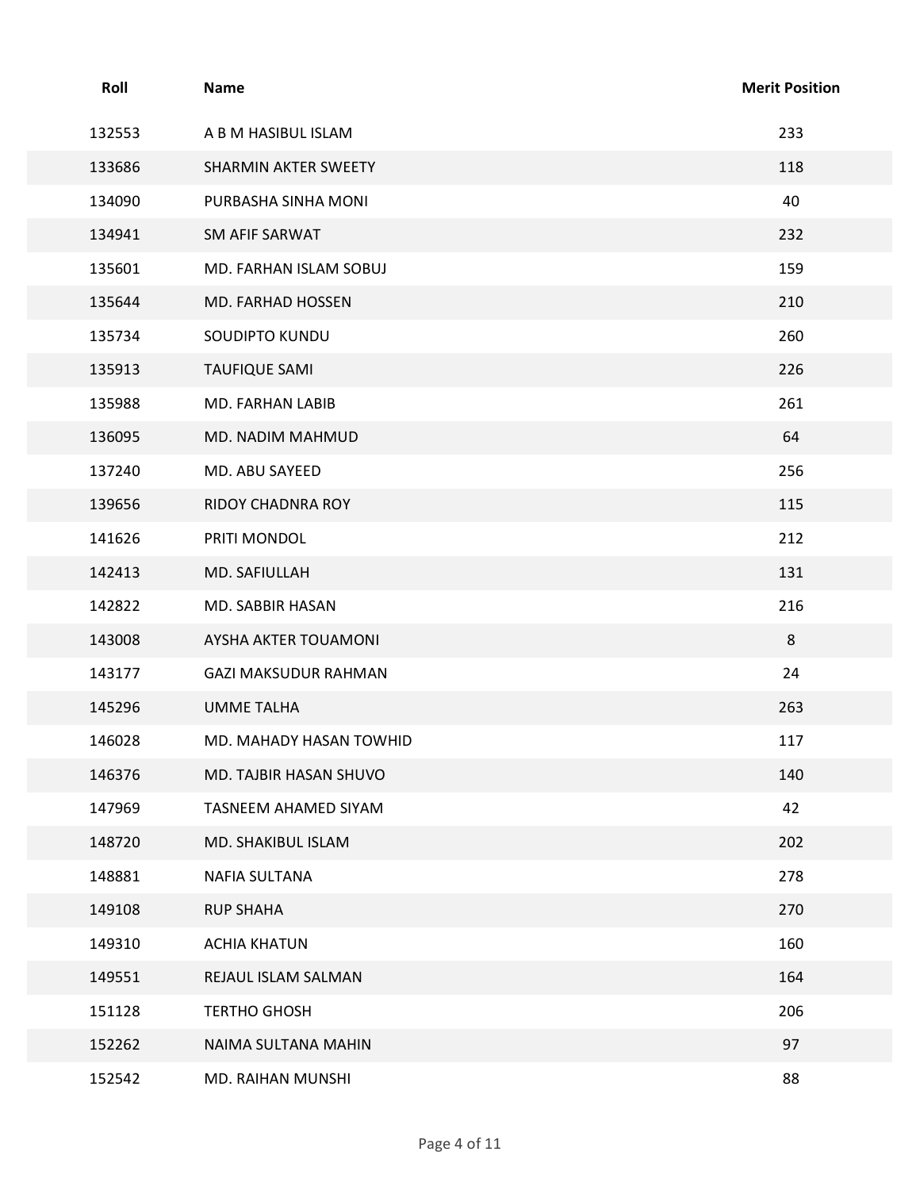| Roll | Name | Merit Position |
|---|---|---|
| 132553 | A B M HASIBUL ISLAM | 233 |
| 133686 | SHARMIN AKTER SWEETY | 118 |
| 134090 | PURBASHA SINHA MONI | 40 |
| 134941 | SM AFIF SARWAT | 232 |
| 135601 | MD. FARHAN ISLAM SOBUJ | 159 |
| 135644 | MD. FARHAD HOSSEN | 210 |
| 135734 | SOUDIPTO KUNDU | 260 |
| 135913 | TAUFIQUE SAMI | 226 |
| 135988 | MD. FARHAN LABIB | 261 |
| 136095 | MD. NADIM MAHMUD | 64 |
| 137240 | MD. ABU SAYEED | 256 |
| 139656 | RIDOY CHADNRA ROY | 115 |
| 141626 | PRITI MONDOL | 212 |
| 142413 | MD. SAFIULLAH | 131 |
| 142822 | MD. SABBIR HASAN | 216 |
| 143008 | AYSHA AKTER TOUAMONI | 8 |
| 143177 | GAZI MAKSUDUR RAHMAN | 24 |
| 145296 | UMME TALHA | 263 |
| 146028 | MD. MAHADY HASAN TOWHID | 117 |
| 146376 | MD. TAJBIR HASAN SHUVO | 140 |
| 147969 | TASNEEM AHAMED SIYAM | 42 |
| 148720 | MD. SHAKIBUL ISLAM | 202 |
| 148881 | NAFIA SULTANA | 278 |
| 149108 | RUP SHAHA | 270 |
| 149310 | ACHIA KHATUN | 160 |
| 149551 | REJAUL ISLAM SALMAN | 164 |
| 151128 | TERTHO GHOSH | 206 |
| 152262 | NAIMA SULTANA MAHIN | 97 |
| 152542 | MD. RAIHAN MUNSHI | 88 |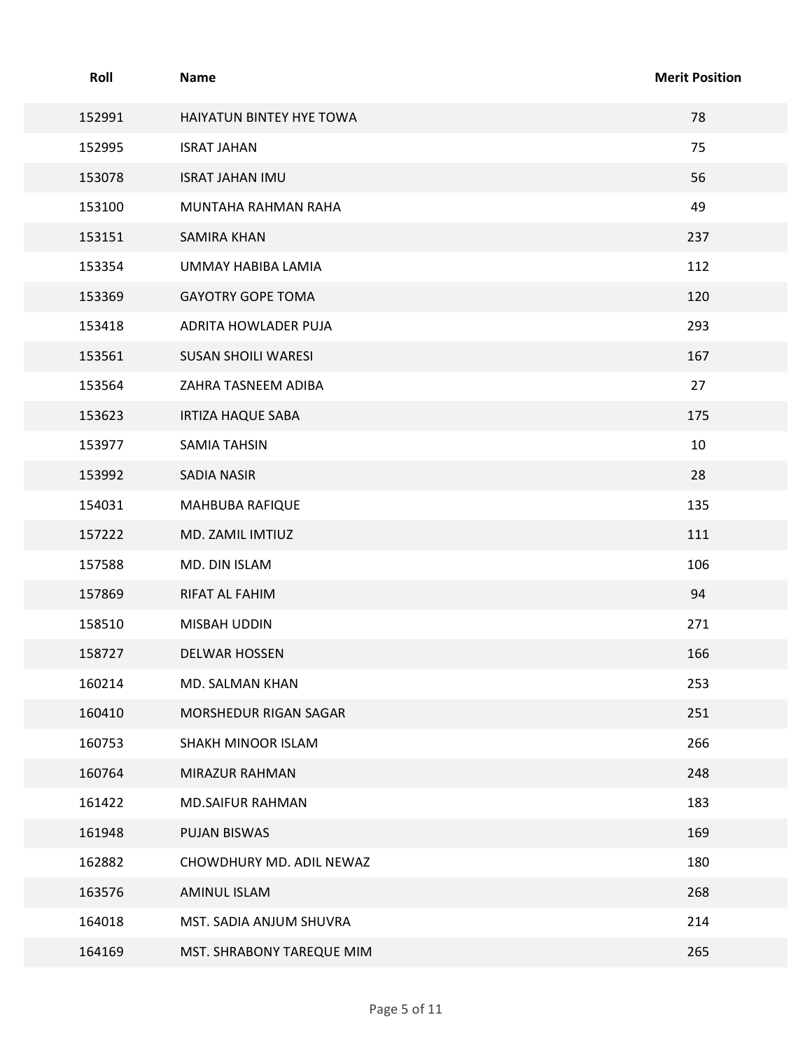| Roll | Name | Merit Position |
| --- | --- | --- |
| 152991 | HAIYATUN BINTEY HYE TOWA | 78 |
| 152995 | ISRAT JAHAN | 75 |
| 153078 | ISRAT JAHAN IMU | 56 |
| 153100 | MUNTAHA RAHMAN RAHA | 49 |
| 153151 | SAMIRA KHAN | 237 |
| 153354 | UMMAY HABIBA LAMIA | 112 |
| 153369 | GAYOTRY GOPE TOMA | 120 |
| 153418 | ADRITA HOWLADER PUJA | 293 |
| 153561 | SUSAN SHOILI WARESI | 167 |
| 153564 | ZAHRA TASNEEM ADIBA | 27 |
| 153623 | IRTIZA HAQUE SABA | 175 |
| 153977 | SAMIA TAHSIN | 10 |
| 153992 | SADIA NASIR | 28 |
| 154031 | MAHBUBA RAFIQUE | 135 |
| 157222 | MD. ZAMIL IMTIUZ | 111 |
| 157588 | MD. DIN ISLAM | 106 |
| 157869 | RIFAT AL FAHIM | 94 |
| 158510 | MISBAH UDDIN | 271 |
| 158727 | DELWAR HOSSEN | 166 |
| 160214 | MD. SALMAN KHAN | 253 |
| 160410 | MORSHEDUR RIGAN SAGAR | 251 |
| 160753 | SHAKH MINOOR ISLAM | 266 |
| 160764 | MIRAZUR RAHMAN | 248 |
| 161422 | MD.SAIFUR RAHMAN | 183 |
| 161948 | PUJAN BISWAS | 169 |
| 162882 | CHOWDHURY MD. ADIL NEWAZ | 180 |
| 163576 | AMINUL ISLAM | 268 |
| 164018 | MST. SADIA ANJUM SHUVRA | 214 |
| 164169 | MST. SHRABONY TAREQUE MIM | 265 |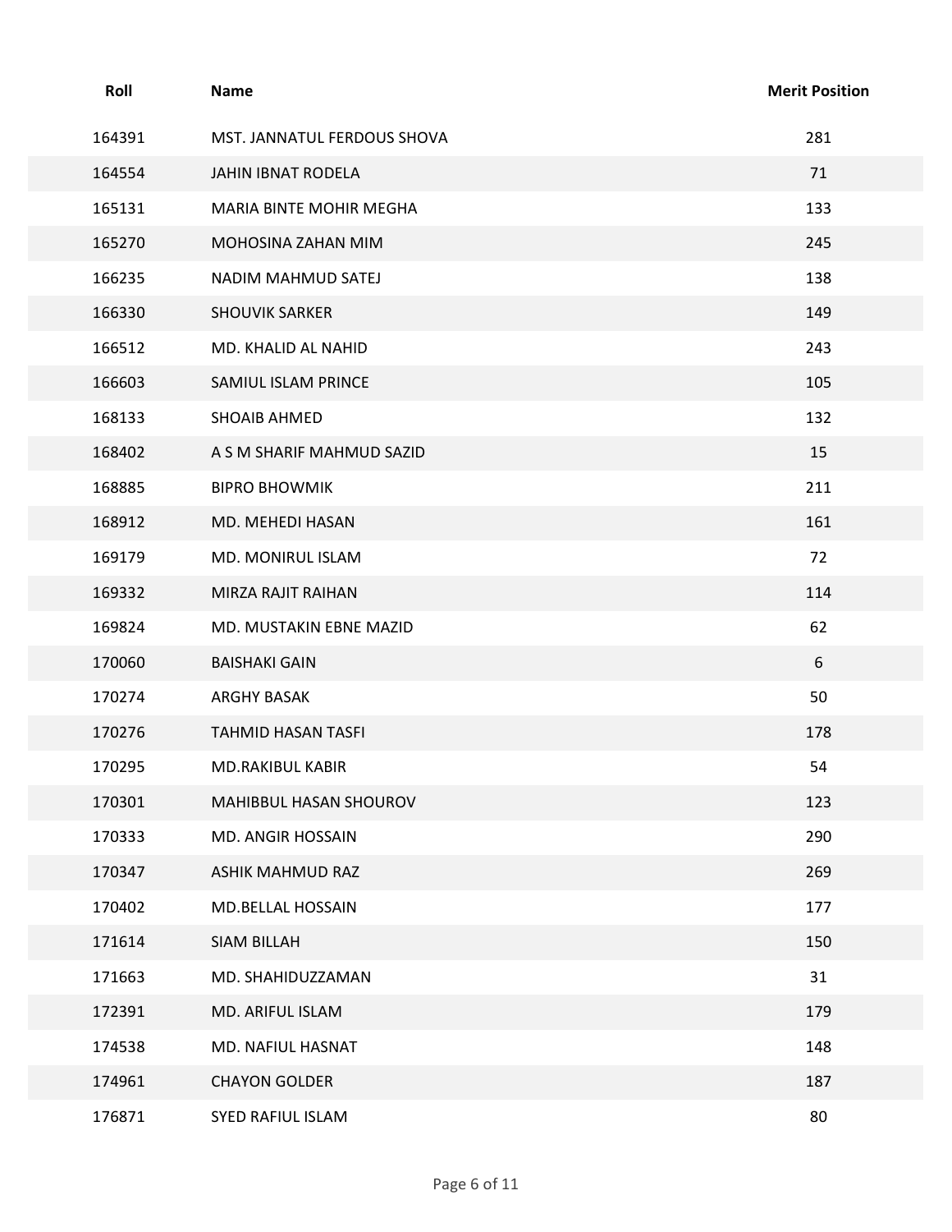| Roll | Name | Merit Position |
| --- | --- | --- |
| 164391 | MST. JANNATUL FERDOUS SHOVA | 281 |
| 164554 | JAHIN IBNAT RODELA | 71 |
| 165131 | MARIA BINTE MOHIR MEGHA | 133 |
| 165270 | MOHOSINA ZAHAN MIM | 245 |
| 166235 | NADIM MAHMUD SATEJ | 138 |
| 166330 | SHOUVIK SARKER | 149 |
| 166512 | MD. KHALID AL NAHID | 243 |
| 166603 | SAMIUL ISLAM PRINCE | 105 |
| 168133 | SHOAIB AHMED | 132 |
| 168402 | A S M SHARIF MAHMUD SAZID | 15 |
| 168885 | BIPRO BHOWMIK | 211 |
| 168912 | MD. MEHEDI HASAN | 161 |
| 169179 | MD. MONIRUL ISLAM | 72 |
| 169332 | MIRZA RAJIT RAIHAN | 114 |
| 169824 | MD. MUSTAKIN EBNE MAZID | 62 |
| 170060 | BAISHAKI GAIN | 6 |
| 170274 | ARGHY BASAK | 50 |
| 170276 | TAHMID HASAN TASFI | 178 |
| 170295 | MD.RAKIBUL KABIR | 54 |
| 170301 | MAHIBBUL HASAN SHOUROV | 123 |
| 170333 | MD. ANGIR HOSSAIN | 290 |
| 170347 | ASHIK MAHMUD RAZ | 269 |
| 170402 | MD.BELLAL HOSSAIN | 177 |
| 171614 | SIAM BILLAH | 150 |
| 171663 | MD. SHAHIDUZZAMAN | 31 |
| 172391 | MD. ARIFUL ISLAM | 179 |
| 174538 | MD. NAFIUL HASNAT | 148 |
| 174961 | CHAYON GOLDER | 187 |
| 176871 | SYED RAFIUL ISLAM | 80 |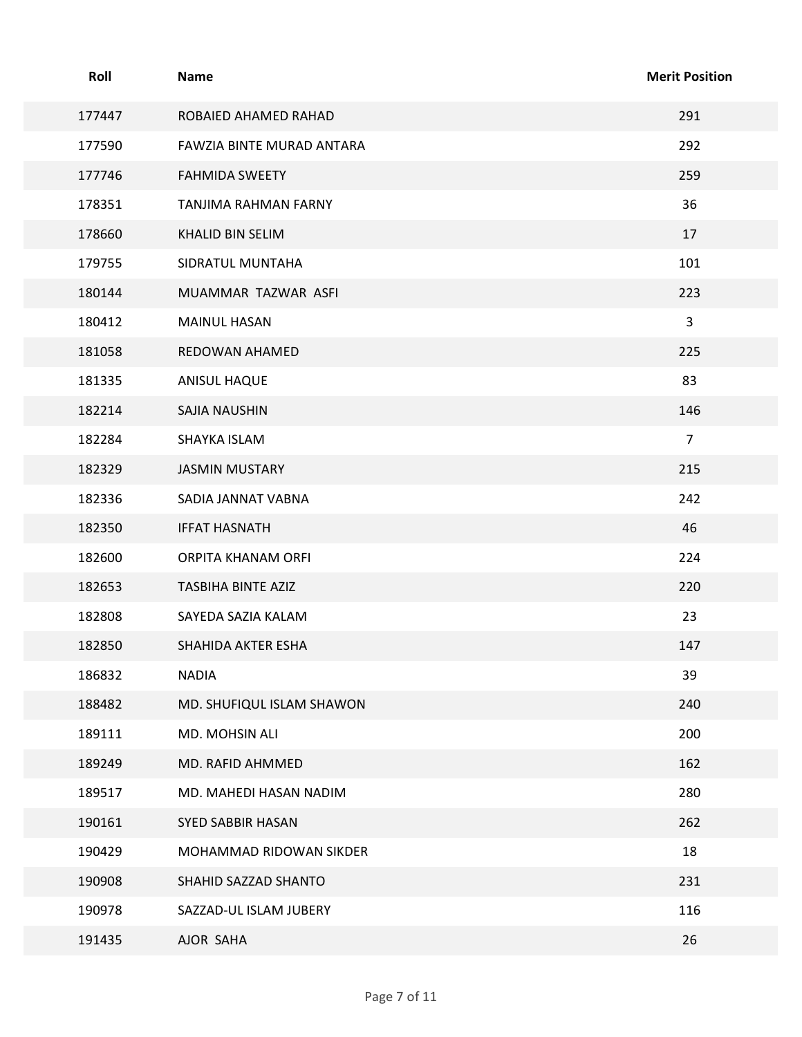| Roll | Name | Merit Position |
| --- | --- | --- |
| 177447 | ROBAIED AHAMED RAHAD | 291 |
| 177590 | FAWZIA BINTE MURAD ANTARA | 292 |
| 177746 | FAHMIDA SWEETY | 259 |
| 178351 | TANJIMA RAHMAN FARNY | 36 |
| 178660 | KHALID BIN SELIM | 17 |
| 179755 | SIDRATUL MUNTAHA | 101 |
| 180144 | MUAMMAR TAZWAR ASFI | 223 |
| 180412 | MAINUL HASAN | 3 |
| 181058 | REDOWAN AHAMED | 225 |
| 181335 | ANISUL HAQUE | 83 |
| 182214 | SAJIA NAUSHIN | 146 |
| 182284 | SHAYKA ISLAM | 7 |
| 182329 | JASMIN MUSTARY | 215 |
| 182336 | SADIA JANNAT VABNA | 242 |
| 182350 | IFFAT HASNATH | 46 |
| 182600 | ORPITA KHANAM ORFI | 224 |
| 182653 | TASBIHA BINTE AZIZ | 220 |
| 182808 | SAYEDA SAZIA KALAM | 23 |
| 182850 | SHAHIDA AKTER ESHA | 147 |
| 186832 | NADIA | 39 |
| 188482 | MD. SHUFIQUL ISLAM SHAWON | 240 |
| 189111 | MD. MOHSIN ALI | 200 |
| 189249 | MD. RAFID AHMMED | 162 |
| 189517 | MD. MAHEDI HASAN NADIM | 280 |
| 190161 | SYED SABBIR HASAN | 262 |
| 190429 | MOHAMMAD RIDOWAN SIKDER | 18 |
| 190908 | SHAHID SAZZAD SHANTO | 231 |
| 190978 | SAZZAD-UL ISLAM JUBERY | 116 |
| 191435 | AJOR SAHA | 26 |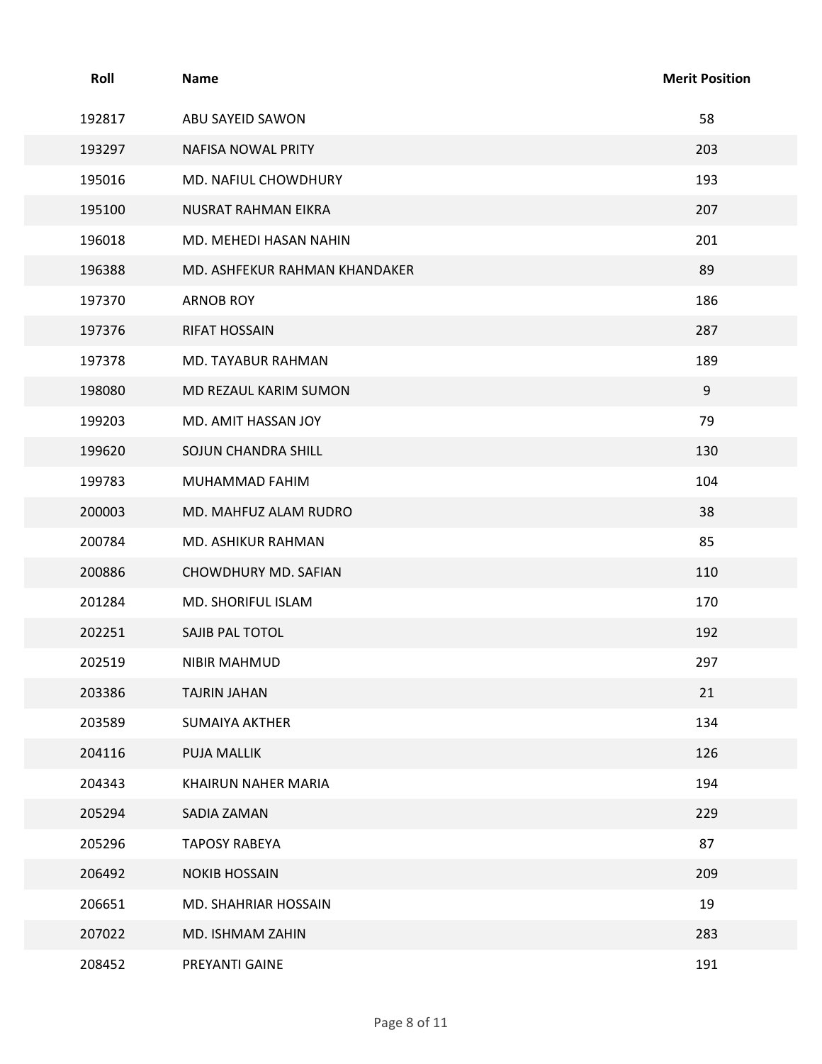| Roll | Name | Merit Position |
|---|---|---|
| 192817 | ABU SAYEID SAWON | 58 |
| 193297 | NAFISA NOWAL PRITY | 203 |
| 195016 | MD. NAFIUL CHOWDHURY | 193 |
| 195100 | NUSRAT RAHMAN EIKRA | 207 |
| 196018 | MD. MEHEDI HASAN NAHIN | 201 |
| 196388 | MD. ASHFEKUR RAHMAN KHANDAKER | 89 |
| 197370 | ARNOB ROY | 186 |
| 197376 | RIFAT HOSSAIN | 287 |
| 197378 | MD. TAYABUR RAHMAN | 189 |
| 198080 | MD REZAUL KARIM SUMON | 9 |
| 199203 | MD. AMIT HASSAN JOY | 79 |
| 199620 | SOJUN CHANDRA SHILL | 130 |
| 199783 | MUHAMMAD FAHIM | 104 |
| 200003 | MD. MAHFUZ ALAM RUDRO | 38 |
| 200784 | MD. ASHIKUR RAHMAN | 85 |
| 200886 | CHOWDHURY MD. SAFIAN | 110 |
| 201284 | MD. SHORIFUL ISLAM | 170 |
| 202251 | SAJIB PAL TOTOL | 192 |
| 202519 | NIBIR MAHMUD | 297 |
| 203386 | TAJRIN JAHAN | 21 |
| 203589 | SUMAIYA AKTHER | 134 |
| 204116 | PUJA MALLIK | 126 |
| 204343 | KHAIRUN NAHER MARIA | 194 |
| 205294 | SADIA ZAMAN | 229 |
| 205296 | TAPOSY RABEYA | 87 |
| 206492 | NOKIB HOSSAIN | 209 |
| 206651 | MD. SHAHRIAR HOSSAIN | 19 |
| 207022 | MD. ISHMAM ZAHIN | 283 |
| 208452 | PREYANTI GAINE | 191 |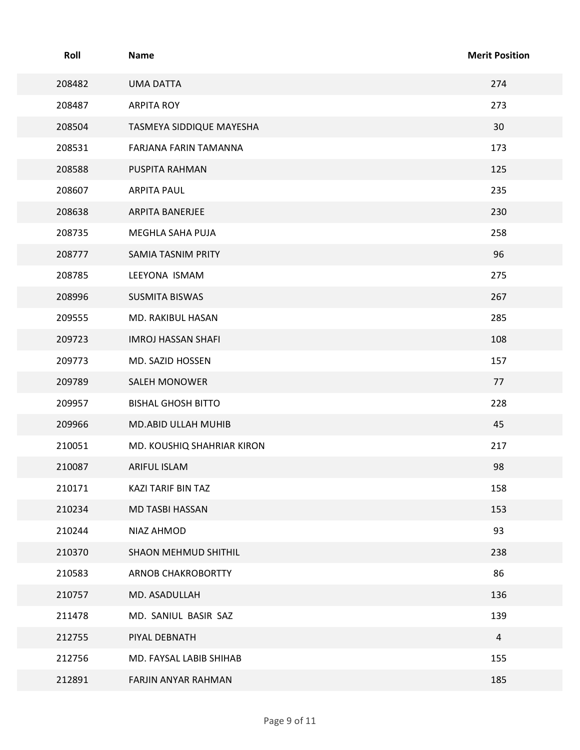| Roll | Name | Merit Position |
|---|---|---|
| 208482 | UMA DATTA | 274 |
| 208487 | ARPITA ROY | 273 |
| 208504 | TASMEYA SIDDIQUE MAYESHA | 30 |
| 208531 | FARJANA FARIN TAMANNA | 173 |
| 208588 | PUSPITA RAHMAN | 125 |
| 208607 | ARPITA PAUL | 235 |
| 208638 | ARPITA BANERJEE | 230 |
| 208735 | MEGHLA SAHA PUJA | 258 |
| 208777 | SAMIA TASNIM PRITY | 96 |
| 208785 | LEEYONA ISMAM | 275 |
| 208996 | SUSMITA BISWAS | 267 |
| 209555 | MD. RAKIBUL HASAN | 285 |
| 209723 | IMROJ HASSAN SHAFI | 108 |
| 209773 | MD. SAZID HOSSEN | 157 |
| 209789 | SALEH MONOWER | 77 |
| 209957 | BISHAL GHOSH BITTO | 228 |
| 209966 | MD.ABID ULLAH MUHIB | 45 |
| 210051 | MD. KOUSHIQ SHAHRIAR KIRON | 217 |
| 210087 | ARIFUL ISLAM | 98 |
| 210171 | KAZI TARIF BIN TAZ | 158 |
| 210234 | MD TASBI HASSAN | 153 |
| 210244 | NIAZ AHMOD | 93 |
| 210370 | SHAON MEHMUD SHITHIL | 238 |
| 210583 | ARNOB CHAKROBORTTY | 86 |
| 210757 | MD. ASADULLAH | 136 |
| 211478 | MD. SANIUL BASIR SAZ | 139 |
| 212755 | PIYAL DEBNATH | 4 |
| 212756 | MD. FAYSAL LABIB SHIHAB | 155 |
| 212891 | FARJIN ANYAR RAHMAN | 185 |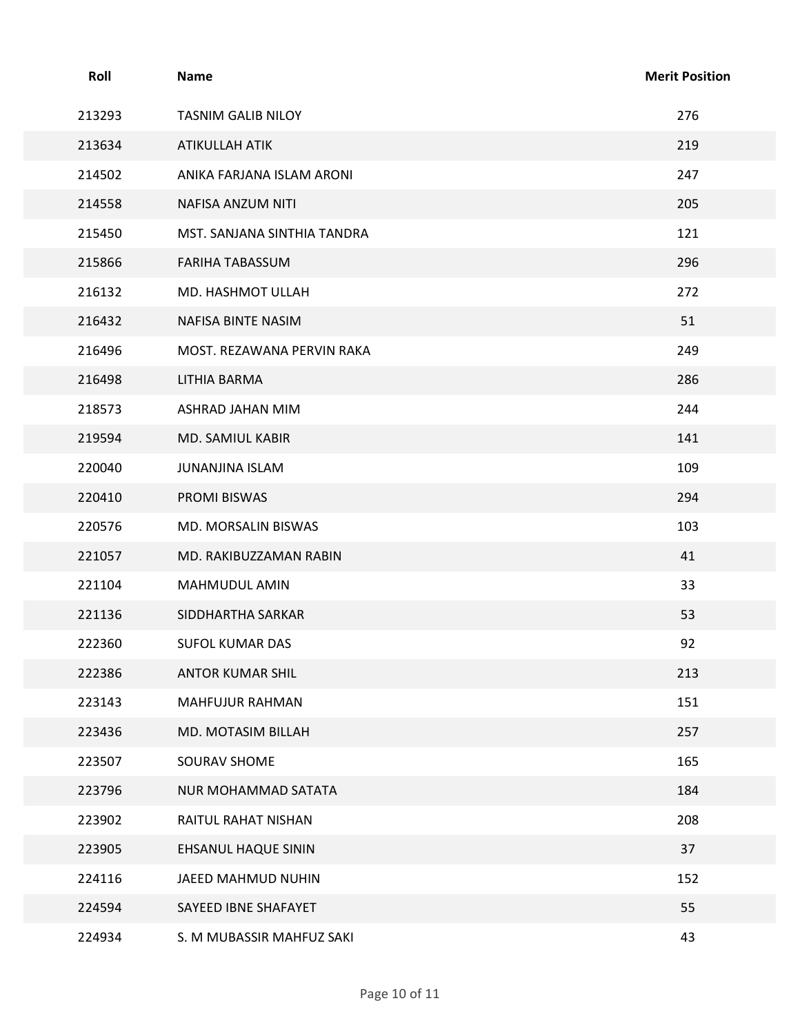| Roll | Name | Merit Position |
| --- | --- | --- |
| 213293 | TASNIM GALIB NILOY | 276 |
| 213634 | ATIKULLAH ATIK | 219 |
| 214502 | ANIKA FARJANA ISLAM ARONI | 247 |
| 214558 | NAFISA ANZUM NITI | 205 |
| 215450 | MST. SANJANA SINTHIA TANDRA | 121 |
| 215866 | FARIHA TABASSUM | 296 |
| 216132 | MD. HASHMOT ULLAH | 272 |
| 216432 | NAFISA BINTE NASIM | 51 |
| 216496 | MOST. REZAWANA PERVIN RAKA | 249 |
| 216498 | LITHIA BARMA | 286 |
| 218573 | ASHRAD JAHAN MIM | 244 |
| 219594 | MD. SAMIUL KABIR | 141 |
| 220040 | JUNANJINA ISLAM | 109 |
| 220410 | PROMI BISWAS | 294 |
| 220576 | MD. MORSALIN BISWAS | 103 |
| 221057 | MD. RAKIBUZZAMAN RABIN | 41 |
| 221104 | MAHMUDUL AMIN | 33 |
| 221136 | SIDDHARTHA SARKAR | 53 |
| 222360 | SUFOL KUMAR DAS | 92 |
| 222386 | ANTOR KUMAR SHIL | 213 |
| 223143 | MAHFUJUR RAHMAN | 151 |
| 223436 | MD. MOTASIM BILLAH | 257 |
| 223507 | SOURAV SHOME | 165 |
| 223796 | NUR MOHAMMAD SATATA | 184 |
| 223902 | RAITUL RAHAT NISHAN | 208 |
| 223905 | EHSANUL HAQUE SININ | 37 |
| 224116 | JAEED MAHMUD NUHIN | 152 |
| 224594 | SAYEED IBNE SHAFAYET | 55 |
| 224934 | S. M MUBASSIR MAHFUZ SAKI | 43 |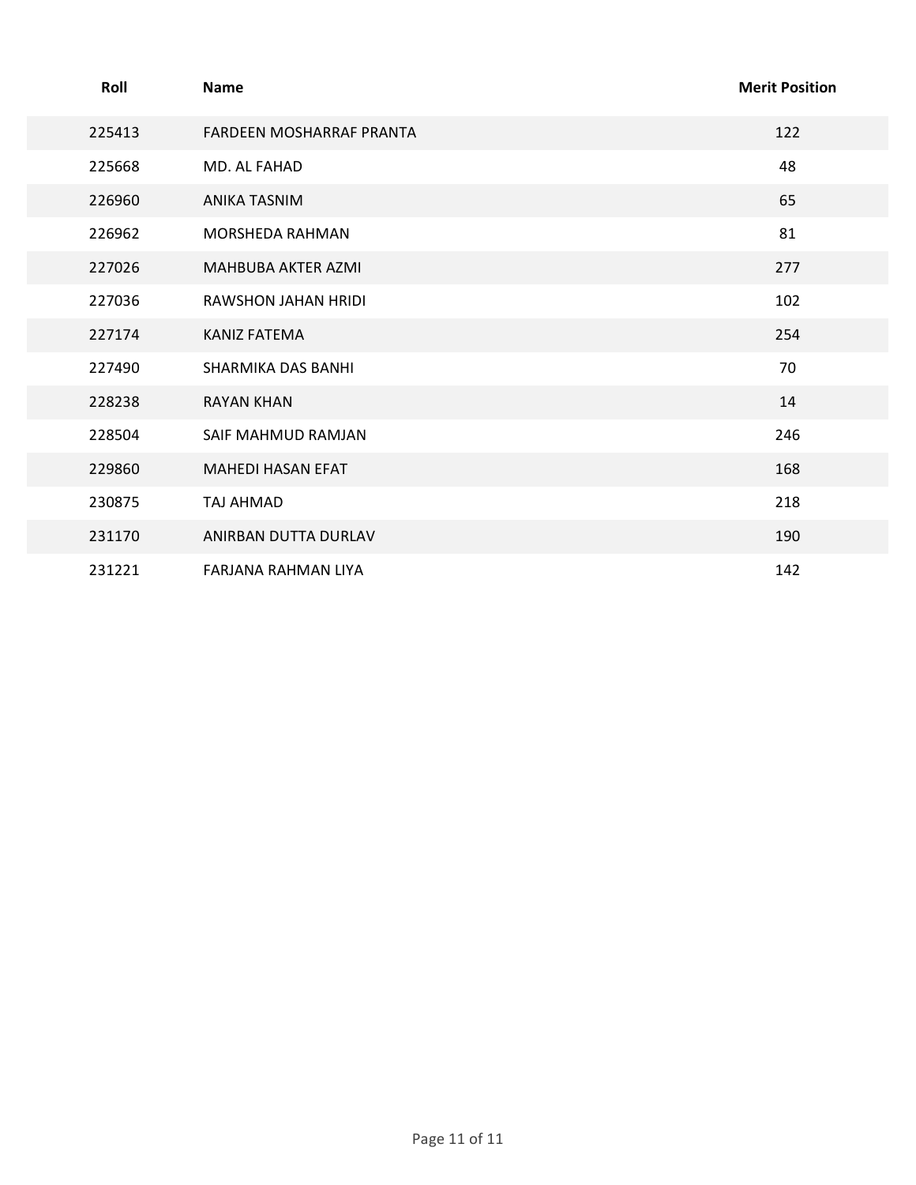| Roll | Name | Merit Position |
| --- | --- | --- |
| 225413 | FARDEEN MOSHARRAF PRANTA | 122 |
| 225668 | MD. AL FAHAD | 48 |
| 226960 | ANIKA TASNIM | 65 |
| 226962 | MORSHEDA RAHMAN | 81 |
| 227026 | MAHBUBA AKTER AZMI | 277 |
| 227036 | RAWSHON JAHAN HRIDI | 102 |
| 227174 | KANIZ FATEMA | 254 |
| 227490 | SHARMIKA DAS BANHI | 70 |
| 228238 | RAYAN KHAN | 14 |
| 228504 | SAIF MAHMUD RAMJAN | 246 |
| 229860 | MAHEDI HASAN EFAT | 168 |
| 230875 | TAJ AHMAD | 218 |
| 231170 | ANIRBAN DUTTA DURLAV | 190 |
| 231221 | FARJANA RAHMAN LIYA | 142 |